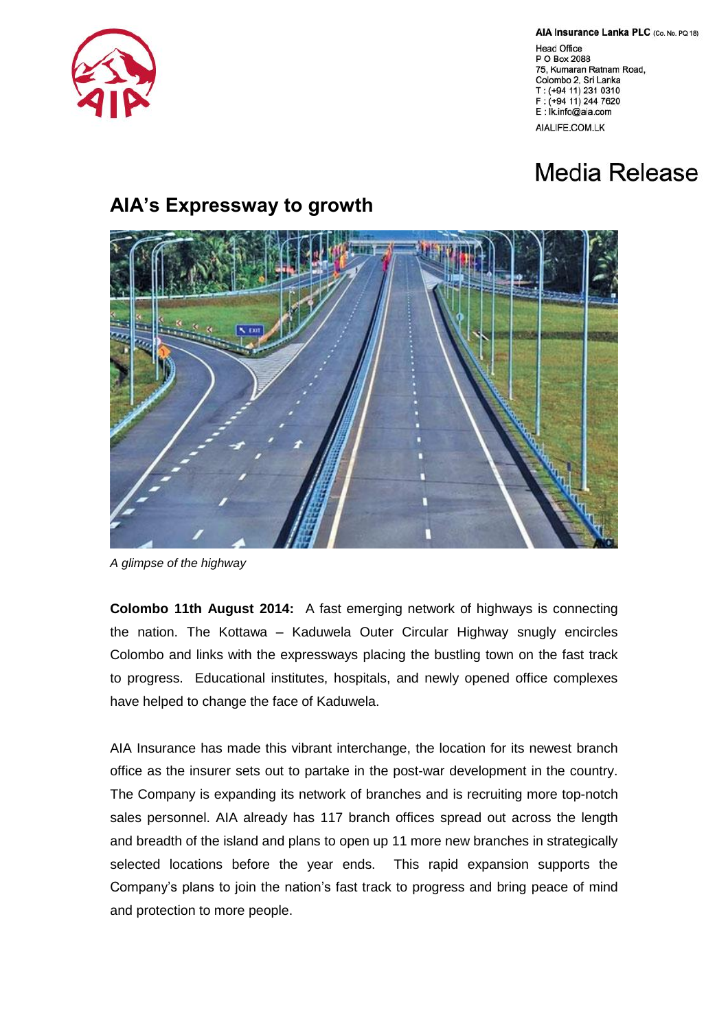AIA Insurance Lanka PLC (Co. No. PQ 18)

Head Office
P O Box 2088
75, Kumaran Ratnam Road,
Colombo 2, Sri Lanka
T : (+94 11) 231 0310
F : (+94 11) 244 7620
E : lk.info@aia.com
AIALIFE.COM.LK

# Media Release

## AIA's Expressway to growth

*A glimpse of the highway*

**Colombo 11th August 2014:** A fast emerging network of highways is connecting the nation. The Kottawa – Kaduwela Outer Circular Highway snugly encircles Colombo and links with the expressways placing the bustling town on the fast track to progress. Educational institutes, hospitals, and newly opened office complexes have helped to change the face of Kaduwela.

AIA Insurance has made this vibrant interchange, the location for its newest branch office as the insurer sets out to partake in the post-war development in the country. The Company is expanding its network of branches and is recruiting more top-notch sales personnel. AIA already has 117 branch offices spread out across the length and breadth of the island and plans to open up 11 more new branches in strategically selected locations before the year ends. This rapid expansion supports the Company's plans to join the nation's fast track to progress and bring peace of mind and protection to more people.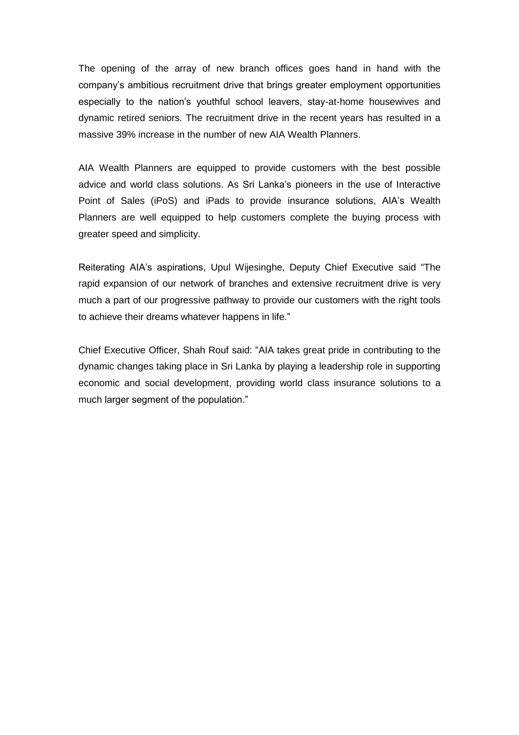The opening of the array of new branch offices goes hand in hand with the company's ambitious recruitment drive that brings greater employment opportunities especially to the nation's youthful school leavers, stay-at-home housewives and dynamic retired seniors. The recruitment drive in the recent years has resulted in a massive 39% increase in the number of new AIA Wealth Planners.

AIA Wealth Planners are equipped to provide customers with the best possible advice and world class solutions. As Sri Lanka's pioneers in the use of Interactive Point of Sales (iPoS) and iPads to provide insurance solutions, AIA's Wealth Planners are well equipped to help customers complete the buying process with greater speed and simplicity.

Reiterating AIA's aspirations, Upul Wijesinghe, Deputy Chief Executive said "The rapid expansion of our network of branches and extensive recruitment drive is very much a part of our progressive pathway to provide our customers with the right tools to achieve their dreams whatever happens in life."

Chief Executive Officer, Shah Rouf said: "AIA takes great pride in contributing to the dynamic changes taking place in Sri Lanka by playing a leadership role in supporting economic and social development, providing world class insurance solutions to a much larger segment of the population."